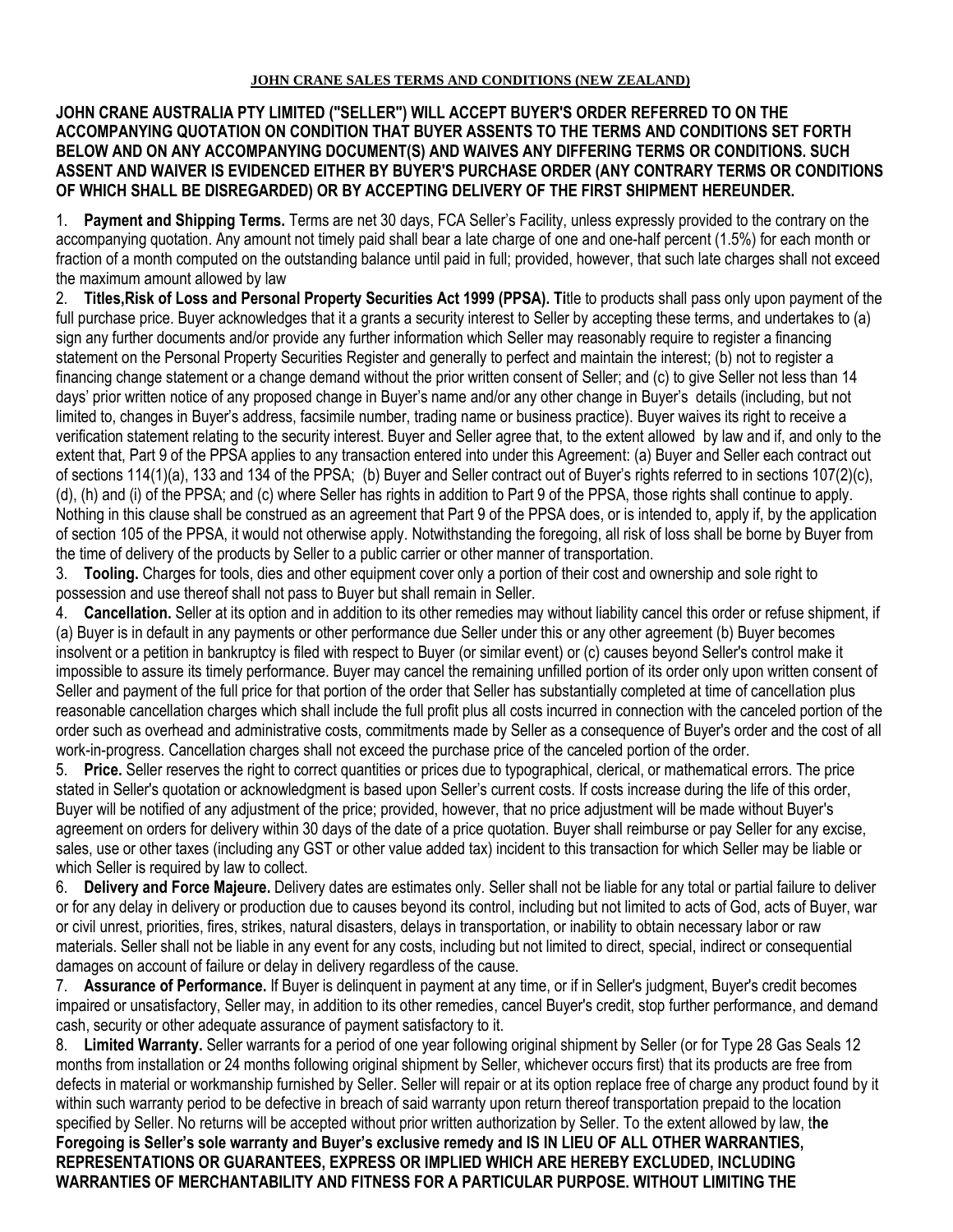# JOHN CRANE SALES TERMS AND CONDITIONS (NEW ZEALAND)

**JOHN CRANE AUSTRALIA PTY LIMITED ("SELLER") WILL ACCEPT BUYER'S ORDER REFERRED TO ON THE ACCOMPANYING QUOTATION ON CONDITION THAT BUYER ASSENTS TO THE TERMS AND CONDITIONS SET FORTH BELOW AND ON ANY ACCOMPANYING DOCUMENT(S) AND WAIVES ANY DIFFERING TERMS OR CONDITIONS. SUCH ASSENT AND WAIVER IS EVIDENCED EITHER BY BUYER'S PURCHASE ORDER (ANY CONTRARY TERMS OR CONDITIONS OF WHICH SHALL BE DISREGARDED) OR BY ACCEPTING DELIVERY OF THE FIRST SHIPMENT HEREUNDER.**

1. **Payment and Shipping Terms.** Terms are net 30 days, FCA Seller's Facility, unless expressly provided to the contrary on the accompanying quotation. Any amount not timely paid shall bear a late charge of one and one-half percent (1.5%) for each month or fraction of a month computed on the outstanding balance until paid in full; provided, however, that such late charges shall not exceed the maximum amount allowed by law

2. **Titles,Risk of Loss and Personal Property Securities Act 1999 (PPSA). Ti**tle to products shall pass only upon payment of the full purchase price. Buyer acknowledges that it grants a security interest to Seller by accepting these terms, and undertakes to (a) sign any further documents and/or provide any further information which Seller may reasonably require to register a financing statement on the Personal Property Securities Register and generally to perfect and maintain the interest; (b) not to register a financing change statement or a change demand without the prior written consent of Seller; and (c) to give Seller not less than 14 days' prior written notice of any proposed change in Buyer's name and/or any other change in Buyer's details (including, but not limited to, changes in Buyer's address, facsimile number, trading name or business practice). Buyer waives its right to receive a verification statement relating to the security interest. Buyer and Seller agree that, to the extent allowed by law and if, and only to the extent that, Part 9 of the PPSA applies to any transaction entered into under this Agreement: (a) Buyer and Seller each contract out of sections 114(1)(a), 133 and 134 of the PPSA; (b) Buyer and Seller contract out of Buyer's rights referred to in sections 107(2)(c), (d), (h) and (i) of the PPSA; and (c) where Seller has rights in addition to Part 9 of the PPSA, those rights shall continue to apply. Nothing in this clause shall be construed as an agreement that Part 9 of the PPSA does, or is intended to, apply if, by the application of section 105 of the PPSA, it would not otherwise apply. Notwithstanding the foregoing, all risk of loss shall be borne by Buyer from the time of delivery of the products by Seller to a public carrier or other manner of transportation.

3. **Tooling.** Charges for tools, dies and other equipment cover only a portion of their cost and ownership and sole right to possession and use thereof shall not pass to Buyer but shall remain in Seller.

4. **Cancellation.** Seller at its option and in addition to its other remedies may without liability cancel this order or refuse shipment, if (a) Buyer is in default in any payments or other performance due Seller under this or any other agreement (b) Buyer becomes insolvent or a petition in bankruptcy is filed with respect to Buyer (or similar event) or (c) causes beyond Seller's control make it impossible to assure its timely performance. Buyer may cancel the remaining unfilled portion of its order only upon written consent of Seller and payment of the full price for that portion of the order that Seller has substantially completed at time of cancellation plus reasonable cancellation charges which shall include the full profit plus all costs incurred in connection with the canceled portion of the order such as overhead and administrative costs, commitments made by Seller as a consequence of Buyer's order and the cost of all work-in-progress. Cancellation charges shall not exceed the purchase price of the canceled portion of the order.

5. **Price.** Seller reserves the right to correct quantities or prices due to typographical, clerical, or mathematical errors. The price stated in Seller's quotation or acknowledgment is based upon Seller's current costs. If costs increase during the life of this order, Buyer will be notified of any adjustment of the price; provided, however, that no price adjustment will be made without Buyer's agreement on orders for delivery within 30 days of the date of a price quotation. Buyer shall reimburse or pay Seller for any excise, sales, use or other taxes (including any GST or other value added tax) incident to this transaction for which Seller may be liable or which Seller is required by law to collect.

6. **Delivery and Force Majeure.** Delivery dates are estimates only. Seller shall not be liable for any total or partial failure to deliver or for any delay in delivery or production due to causes beyond its control, including but not limited to acts of God, acts of Buyer, war or civil unrest, priorities, fires, strikes, natural disasters, delays in transportation, or inability to obtain necessary labor or raw materials. Seller shall not be liable in any event for any costs, including but not limited to direct, special, indirect or consequential damages on account of failure or delay in delivery regardless of the cause.

7. **Assurance of Performance.** If Buyer is delinquent in payment at any time, or if in Seller's judgment, Buyer's credit becomes impaired or unsatisfactory, Seller may, in addition to its other remedies, cancel Buyer's credit, stop further performance, and demand cash, security or other adequate assurance of payment satisfactory to it.

8. **Limited Warranty.** Seller warrants for a period of one year following original shipment by Seller (or for Type 28 Gas Seals 12 months from installation or 24 months following original shipment by Seller, whichever occurs first) that its products are free from defects in material or workmanship furnished by Seller. Seller will repair or at its option replace free of charge any product found by it within such warranty period to be defective in breach of said warranty upon return thereof transportation prepaid to the location specified by Seller. No returns will be accepted without prior written authorization by Seller. To the extent allowed by law, t**he Foregoing is Seller's sole warranty and Buyer's exclusive remedy and IS IN LIEU OF ALL OTHER WARRANTIES, REPRESENTATIONS OR GUARANTEES, EXPRESS OR IMPLIED WHICH ARE HEREBY EXCLUDED, INCLUDING WARRANTIES OF MERCHANTABILITY AND FITNESS FOR A PARTICULAR PURPOSE. WITHOUT LIMITING THE**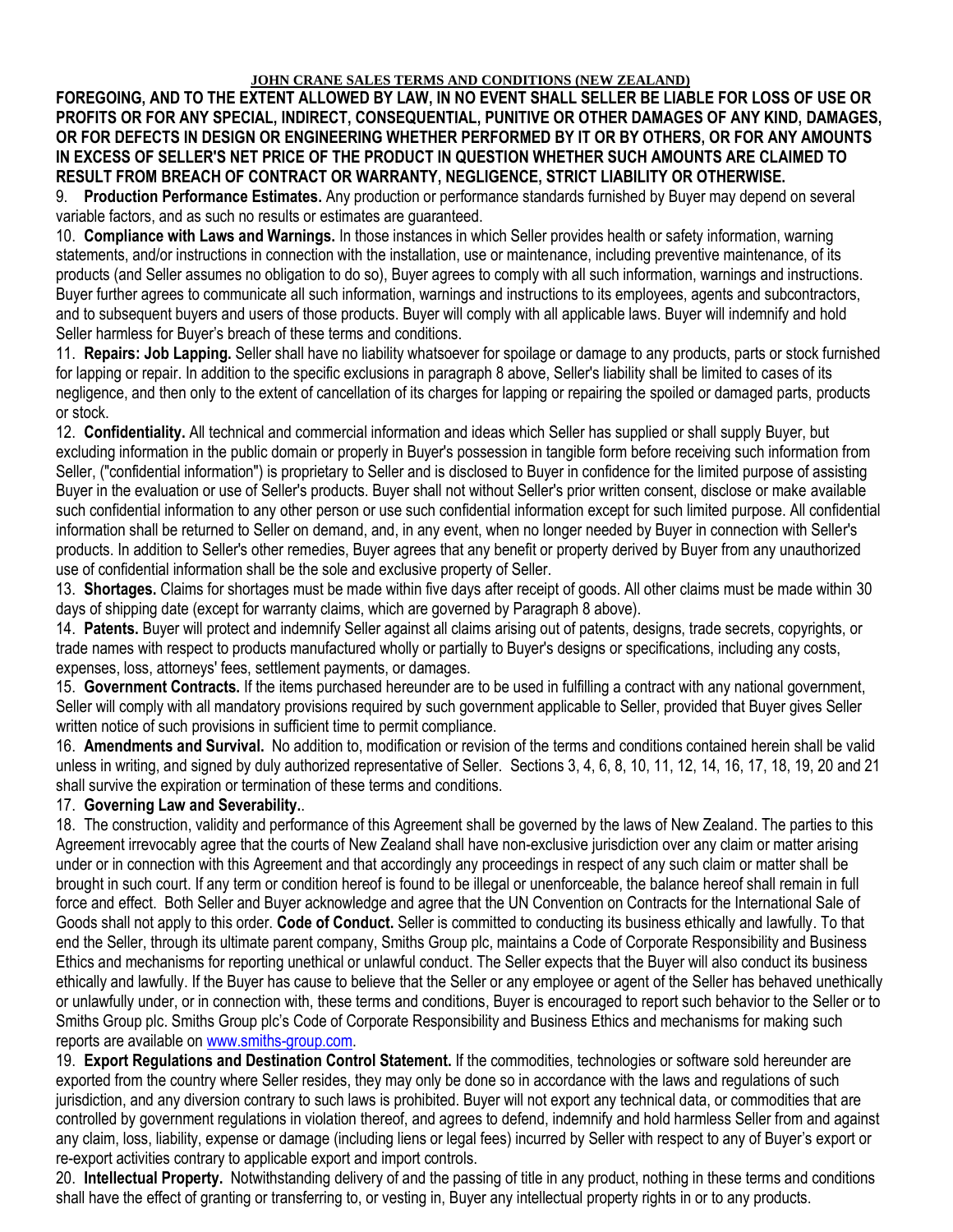**FOREGOING, AND TO THE EXTENT ALLOWED BY LAW, IN NO EVENT SHALL SELLER BE LIABLE FOR LOSS OF USE OR PROFITS OR FOR ANY SPECIAL, INDIRECT, CONSEQUENTIAL, PUNITIVE OR OTHER DAMAGES OF ANY KIND, DAMAGES, OR FOR DEFECTS IN DESIGN OR ENGINEERING WHETHER PERFORMED BY IT OR BY OTHERS, OR FOR ANY AMOUNTS IN EXCESS OF SELLER'S NET PRICE OF THE PRODUCT IN QUESTION WHETHER SUCH AMOUNTS ARE CLAIMED TO RESULT FROM BREACH OF CONTRACT OR WARRANTY, NEGLIGENCE, STRICT LIABILITY OR OTHERWISE.**

9. **Production Performance Estimates.** Any production or performance standards furnished by Buyer may depend on several variable factors, and as such no results or estimates are guaranteed.

10. **Compliance with Laws and Warnings.** In those instances in which Seller provides health or safety information, warning statements, and/or instructions in connection with the installation, use or maintenance, including preventive maintenance, of its products (and Seller assumes no obligation to do so), Buyer agrees to comply with all such information, warnings and instructions. Buyer further agrees to communicate all such information, warnings and instructions to its employees, agents and subcontractors, and to subsequent buyers and users of those products. Buyer will comply with all applicable laws. Buyer will indemnify and hold Seller harmless for Buyer's breach of these terms and conditions.

11. **Repairs: Job Lapping.** Seller shall have no liability whatsoever for spoilage or damage to any products, parts or stock furnished for lapping or repair. In addition to the specific exclusions in paragraph 8 above, Seller's liability shall be limited to cases of its negligence, and then only to the extent of cancellation of its charges for lapping or repairing the spoiled or damaged parts, products or stock.

12. **Confidentiality.** All technical and commercial information and ideas which Seller has supplied or shall supply Buyer, but excluding information in the public domain or properly in Buyer's possession in tangible form before receiving such information from Seller, ("confidential information") is proprietary to Seller and is disclosed to Buyer in confidence for the limited purpose of assisting Buyer in the evaluation or use of Seller's products. Buyer shall not without Seller's prior written consent, disclose or make available such confidential information to any other person or use such confidential information except for such limited purpose. All confidential information shall be returned to Seller on demand, and, in any event, when no longer needed by Buyer in connection with Seller's products. In addition to Seller's other remedies, Buyer agrees that any benefit or property derived by Buyer from any unauthorized use of confidential information shall be the sole and exclusive property of Seller.

13. **Shortages.** Claims for shortages must be made within five days after receipt of goods. All other claims must be made within 30 days of shipping date (except for warranty claims, which are governed by Paragraph 8 above).

14. **Patents.** Buyer will protect and indemnify Seller against all claims arising out of patents, designs, trade secrets, copyrights, or trade names with respect to products manufactured wholly or partially to Buyer's designs or specifications, including any costs, expenses, loss, attorneys' fees, settlement payments, or damages.

15. **Government Contracts.** If the items purchased hereunder are to be used in fulfilling a contract with any national government, Seller will comply with all mandatory provisions required by such government applicable to Seller, provided that Buyer gives Seller written notice of such provisions in sufficient time to permit compliance.

16. **Amendments and Survival.** No addition to, modification or revision of the terms and conditions contained herein shall be valid unless in writing, and signed by duly authorized representative of Seller. Sections 3, 4, 6, 8, 10, 11, 12, 14, 16, 17, 18, 19, 20 and 21 shall survive the expiration or termination of these terms and conditions.

17. **Governing Law and Severability.**.

18. The construction, validity and performance of this Agreement shall be governed by the laws of New Zealand. The parties to this Agreement irrevocably agree that the courts of New Zealand shall have non-exclusive jurisdiction over any claim or matter arising under or in connection with this Agreement and that accordingly any proceedings in respect of any such claim or matter shall be brought in such court. If any term or condition hereof is found to be illegal or unenforceable, the balance hereof shall remain in full force and effect. Both Seller and Buyer acknowledge and agree that the UN Convention on Contracts for the International Sale of Goods shall not apply to this order. **Code of Conduct.** Seller is committed to conducting its business ethically and lawfully. To that end the Seller, through its ultimate parent company, Smiths Group plc, maintains a Code of Corporate Responsibility and Business Ethics and mechanisms for reporting unethical or unlawful conduct. The Seller expects that the Buyer will also conduct its business ethically and lawfully. If the Buyer has cause to believe that the Seller or any employee or agent of the Seller has behaved unethically or unlawfully under, or in connection with, these terms and conditions, Buyer is encouraged to report such behavior to the Seller or to Smiths Group plc. Smiths Group plc's Code of Corporate Responsibility and Business Ethics and mechanisms for making such reports are available on www.smiths-group.com.

19. **Export Regulations and Destination Control Statement.** If the commodities, technologies or software sold hereunder are exported from the country where Seller resides, they may only be done so in accordance with the laws and regulations of such jurisdiction, and any diversion contrary to such laws is prohibited. Buyer will not export any technical data, or commodities that are controlled by government regulations in violation thereof, and agrees to defend, indemnify and hold harmless Seller from and against any claim, loss, liability, expense or damage (including liens or legal fees) incurred by Seller with respect to any of Buyer's export or re-export activities contrary to applicable export and import controls.

20. **Intellectual Property.** Notwithstanding delivery of and the passing of title in any product, nothing in these terms and conditions shall have the effect of granting or transferring to, or vesting in, Buyer any intellectual property rights in or to any products.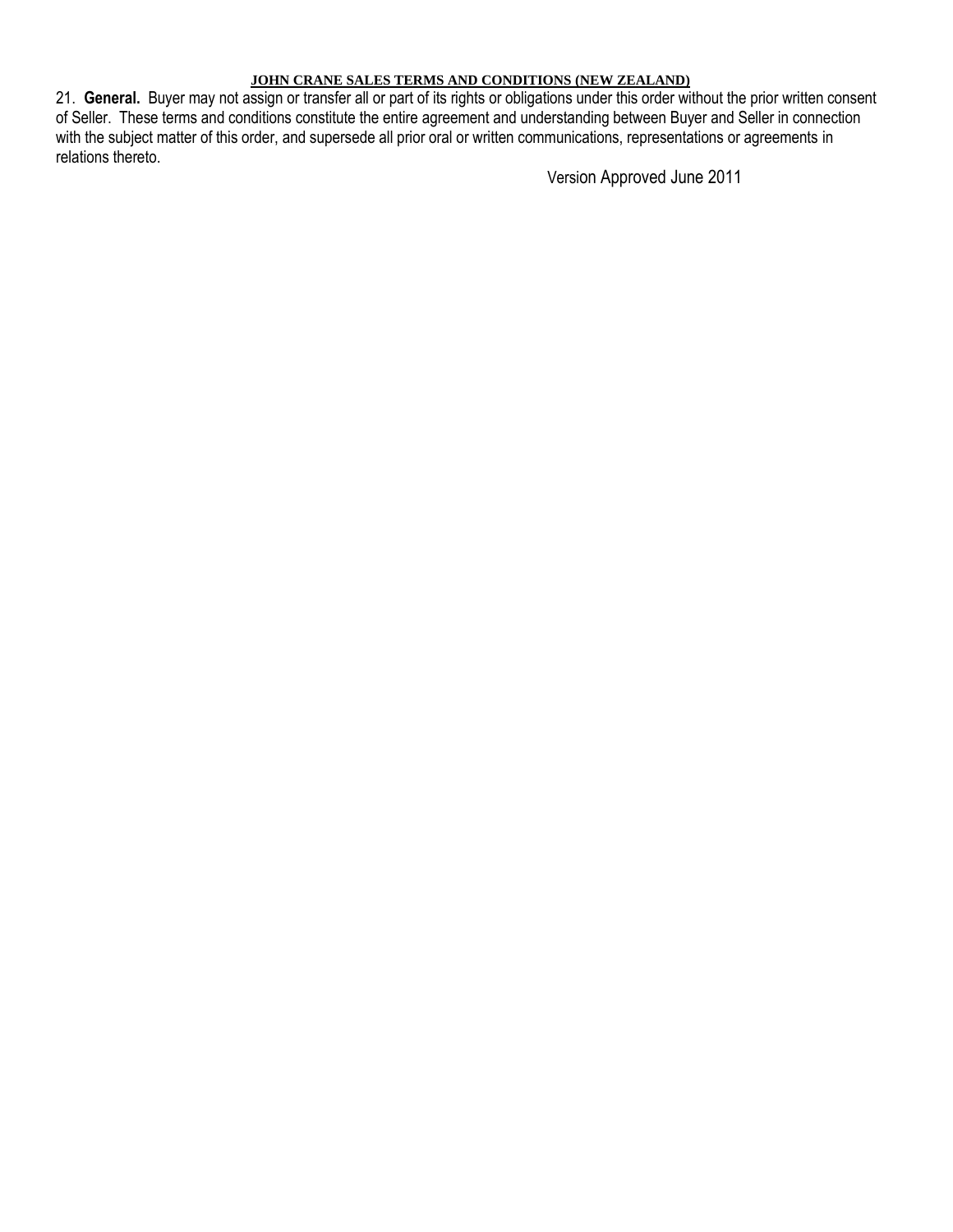21. **General.** Buyer may not assign or transfer all or part of its rights or obligations under this order without the prior written consent of Seller. These terms and conditions constitute the entire agreement and understanding between Buyer and Seller in connection with the subject matter of this order, and supersede all prior oral or written communications, representations or agreements in relations thereto.

Version Approved June 2011